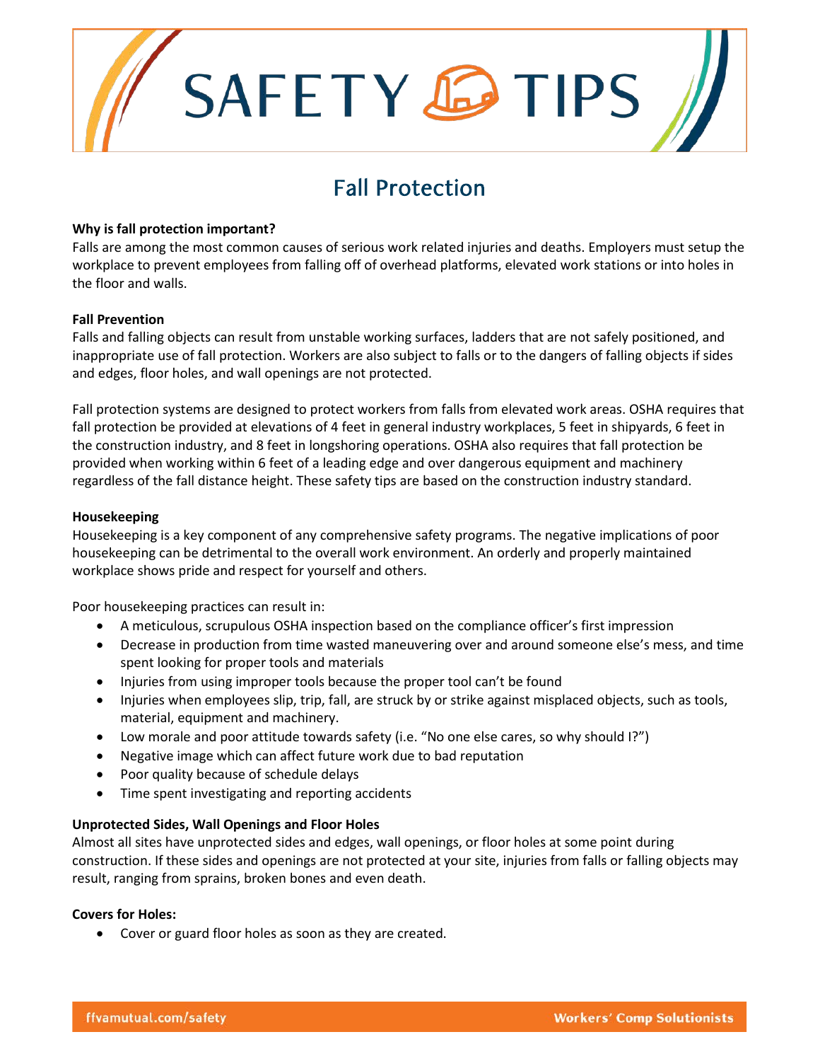# SAFETY TIPS

## Fall Protection

**Why is fall protection important?**
Falls are among the most common causes of serious work related injuries and deaths. Employers must setup the workplace to prevent employees from falling off of overhead platforms, elevated work stations or into holes in the floor and walls.

**Fall Prevention**
Falls and falling objects can result from unstable working surfaces, ladders that are not safely positioned, and inappropriate use of fall protection. Workers are also subject to falls or to the dangers of falling objects if sides and edges, floor holes, and wall openings are not protected.

Fall protection systems are designed to protect workers from falls from elevated work areas. OSHA requires that fall protection be provided at elevations of 4 feet in general industry workplaces, 5 feet in shipyards, 6 feet in the construction industry, and 8 feet in longshoring operations. OSHA also requires that fall protection be provided when working within 6 feet of a leading edge and over dangerous equipment and machinery regardless of the fall distance height. These safety tips are based on the construction industry standard.

**Housekeeping**
Housekeeping is a key component of any comprehensive safety programs. The negative implications of poor housekeeping can be detrimental to the overall work environment. An orderly and properly maintained workplace shows pride and respect for yourself and others.

Poor housekeeping practices can result in:

- A meticulous, scrupulous OSHA inspection based on the compliance officer's first impression
- Decrease in production from time wasted maneuvering over and around someone else's mess, and time spent looking for proper tools and materials
- Injuries from using improper tools because the proper tool can't be found
- Injuries when employees slip, trip, fall, are struck by or strike against misplaced objects, such as tools, material, equipment and machinery.
- Low morale and poor attitude towards safety (i.e. "No one else cares, so why should I?")
- Negative image which can affect future work due to bad reputation
- Poor quality because of schedule delays
- Time spent investigating and reporting accidents

**Unprotected Sides, Wall Openings and Floor Holes**
Almost all sites have unprotected sides and edges, wall openings, or floor holes at some point during construction. If these sides and openings are not protected at your site, injuries from falls or falling objects may result, ranging from sprains, broken bones and even death.

**Covers for Holes:**

- Cover or guard floor holes as soon as they are created.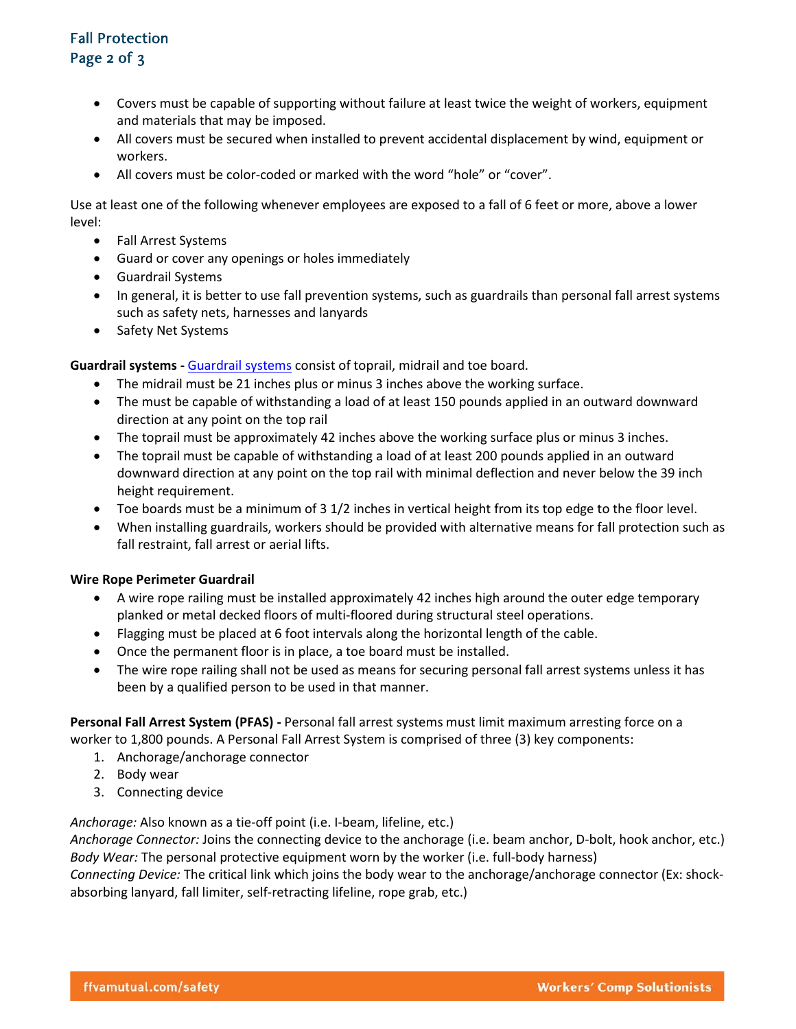- Covers must be capable of supporting without failure at least twice the weight of workers, equipment and materials that may be imposed.
- All covers must be secured when installed to prevent accidental displacement by wind, equipment or workers.
- All covers must be color-coded or marked with the word “hole” or “cover”.

Use at least one of the following whenever employees are exposed to a fall of 6 feet or more, above a lower level:

- Fall Arrest Systems
- Guard or cover any openings or holes immediately
- Guardrail Systems
- In general, it is better to use fall prevention systems, such as guardrails than personal fall arrest systems such as safety nets, harnesses and lanyards
- Safety Net Systems

**Guardrail systems -** Guardrail systems consist of toprail, midrail and toe board.

- The midrail must be 21 inches plus or minus 3 inches above the working surface.
- The must be capable of withstanding a load of at least 150 pounds applied in an outward downward direction at any point on the top rail
- The toprail must be approximately 42 inches above the working surface plus or minus 3 inches.
- The toprail must be capable of withstanding a load of at least 200 pounds applied in an outward downward direction at any point on the top rail with minimal deflection and never below the 39 inch height requirement.
- Toe boards must be a minimum of 3 1/2 inches in vertical height from its top edge to the floor level.
- When installing guardrails, workers should be provided with alternative means for fall protection such as fall restraint, fall arrest or aerial lifts.

**Wire Rope Perimeter Guardrail**

- A wire rope railing must be installed approximately 42 inches high around the outer edge temporary planked or metal decked floors of multi-floored during structural steel operations.
- Flagging must be placed at 6 foot intervals along the horizontal length of the cable.
- Once the permanent floor is in place, a toe board must be installed.
- The wire rope railing shall not be used as means for securing personal fall arrest systems unless it has been by a qualified person to be used in that manner.

**Personal Fall Arrest System (PFAS) -** Personal fall arrest systems must limit maximum arresting force on a worker to 1,800 pounds. A Personal Fall Arrest System is comprised of three (3) key components:

1. Anchorage/anchorage connector
2. Body wear
3. Connecting device

*Anchorage:* Also known as a tie-off point (i.e. I-beam, lifeline, etc.)
*Anchorage Connector:* Joins the connecting device to the anchorage (i.e. beam anchor, D-bolt, hook anchor, etc.)
*Body Wear:* The personal protective equipment worn by the worker (i.e. full-body harness)
*Connecting Device:* The critical link which joins the body wear to the anchorage/anchorage connector (Ex: shock-absorbing lanyard, fall limiter, self-retracting lifeline, rope grab, etc.)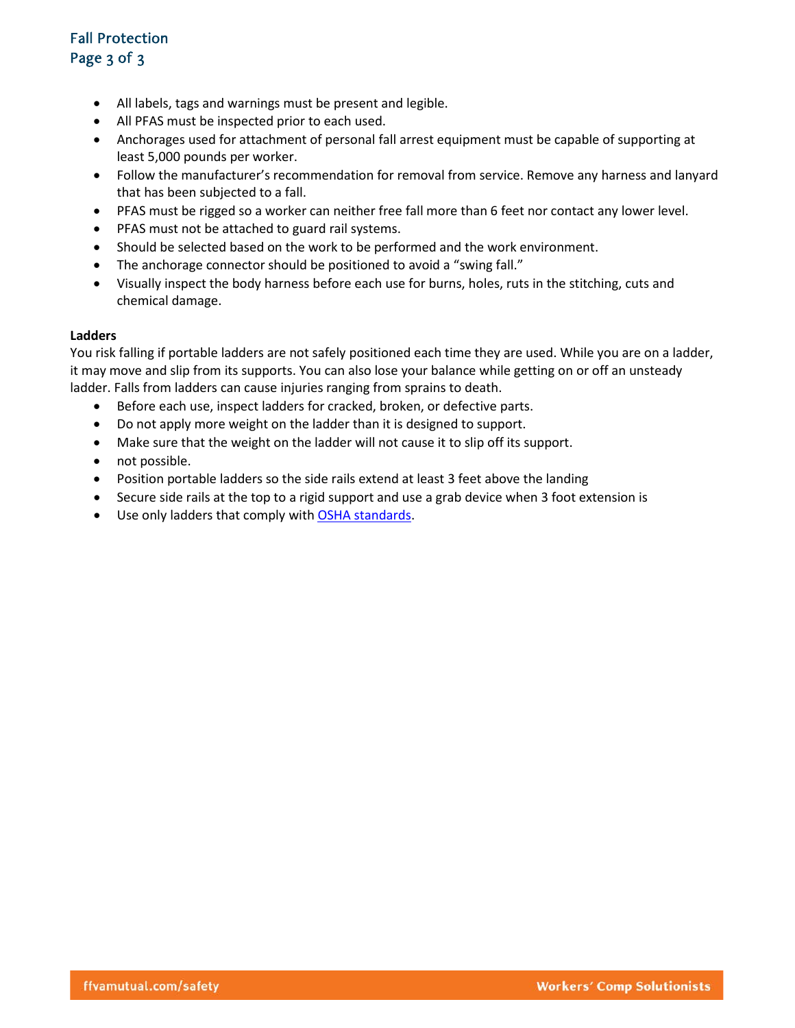- All labels, tags and warnings must be present and legible.
- All PFAS must be inspected prior to each used.
- Anchorages used for attachment of personal fall arrest equipment must be capable of supporting at least 5,000 pounds per worker.
- Follow the manufacturer's recommendation for removal from service. Remove any harness and lanyard that has been subjected to a fall.
- PFAS must be rigged so a worker can neither free fall more than 6 feet nor contact any lower level.
- PFAS must not be attached to guard rail systems.
- Should be selected based on the work to be performed and the work environment.
- The anchorage connector should be positioned to avoid a "swing fall."
- Visually inspect the body harness before each use for burns, holes, ruts in the stitching, cuts and chemical damage.

**Ladders**

You risk falling if portable ladders are not safely positioned each time they are used. While you are on a ladder, it may move and slip from its supports. You can also lose your balance while getting on or off an unsteady ladder. Falls from ladders can cause injuries ranging from sprains to death.

- Before each use, inspect ladders for cracked, broken, or defective parts.
- Do not apply more weight on the ladder than it is designed to support.
- Make sure that the weight on the ladder will not cause it to slip off its support.
- not possible.
- Position portable ladders so the side rails extend at least 3 feet above the landing
- Secure side rails at the top to a rigid support and use a grab device when 3 foot extension is
- Use only ladders that comply with OSHA standards.